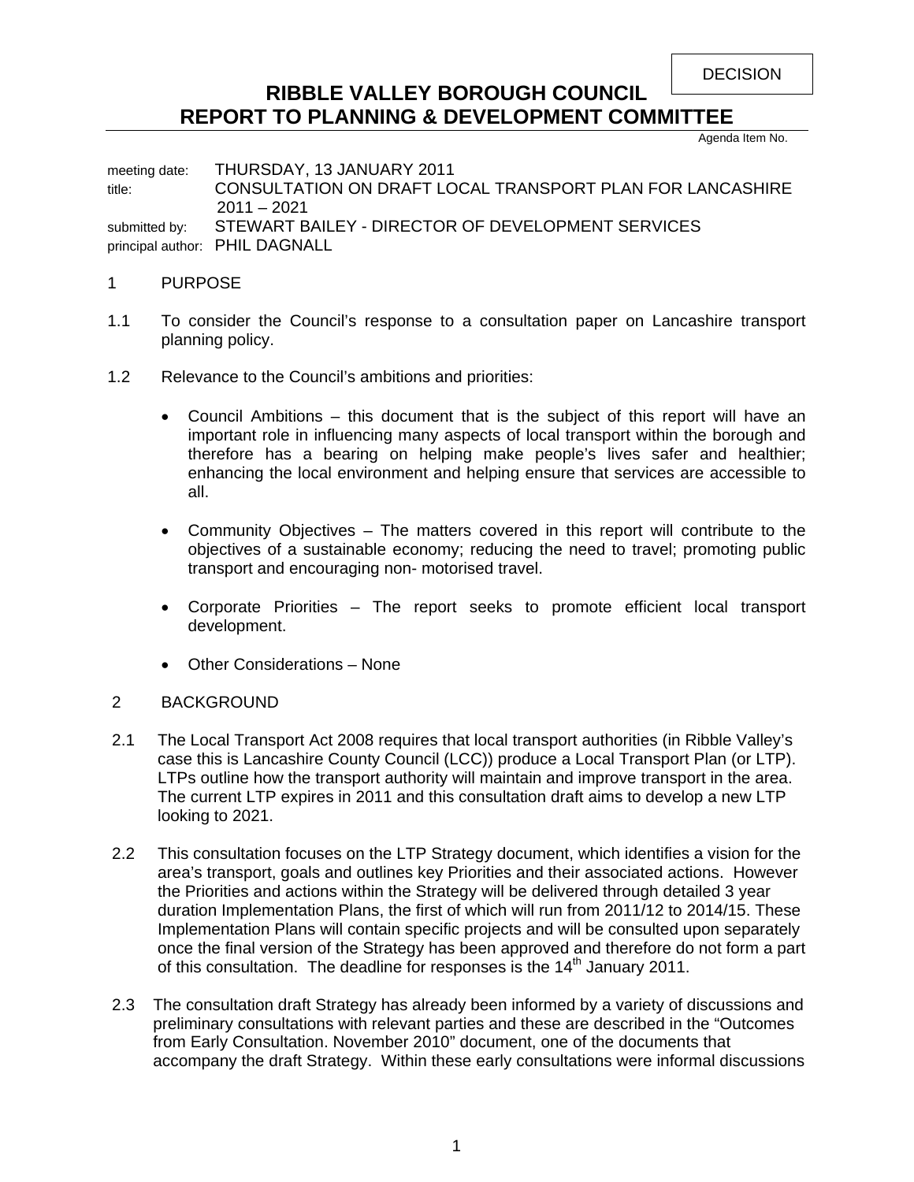DECISION

# RIBBLE VALLEY BOROUGH COUNCIL
# REPORT TO PLANNING & DEVELOPMENT COMMITTEE

Agenda Item No.

meeting date: THURSDAY, 13 JANUARY 2011
title: CONSULTATION ON DRAFT LOCAL TRANSPORT PLAN FOR LANCASHIRE 2011 – 2021
submitted by: STEWART BAILEY - DIRECTOR OF DEVELOPMENT SERVICES
principal author: PHIL DAGNALL

## 1 PURPOSE

1.1 To consider the Council's response to a consultation paper on Lancashire transport planning policy.

1.2 Relevance to the Council's ambitions and priorities:

- Council Ambitions – this document that is the subject of this report will have an important role in influencing many aspects of local transport within the borough and therefore has a bearing on helping make people's lives safer and healthier; enhancing the local environment and helping ensure that services are accessible to all.
- Community Objectives – The matters covered in this report will contribute to the objectives of a sustainable economy; reducing the need to travel; promoting public transport and encouraging non- motorised travel.
- Corporate Priorities – The report seeks to promote efficient local transport development.
- Other Considerations – None

## 2 BACKGROUND

2.1 The Local Transport Act 2008 requires that local transport authorities (in Ribble Valley's case this is Lancashire County Council (LCC)) produce a Local Transport Plan (or LTP). LTPs outline how the transport authority will maintain and improve transport in the area. The current LTP expires in 2011 and this consultation draft aims to develop a new LTP looking to 2021.

2.2 This consultation focuses on the LTP Strategy document, which identifies a vision for the area's transport, goals and outlines key Priorities and their associated actions. However the Priorities and actions within the Strategy will be delivered through detailed 3 year duration Implementation Plans, the first of which will run from 2011/12 to 2014/15. These Implementation Plans will contain specific projects and will be consulted upon separately once the final version of the Strategy has been approved and therefore do not form a part of this consultation. The deadline for responses is the 14th January 2011.

2.3 The consultation draft Strategy has already been informed by a variety of discussions and preliminary consultations with relevant parties and these are described in the "Outcomes from Early Consultation. November 2010" document, one of the documents that accompany the draft Strategy. Within these early consultations were informal discussions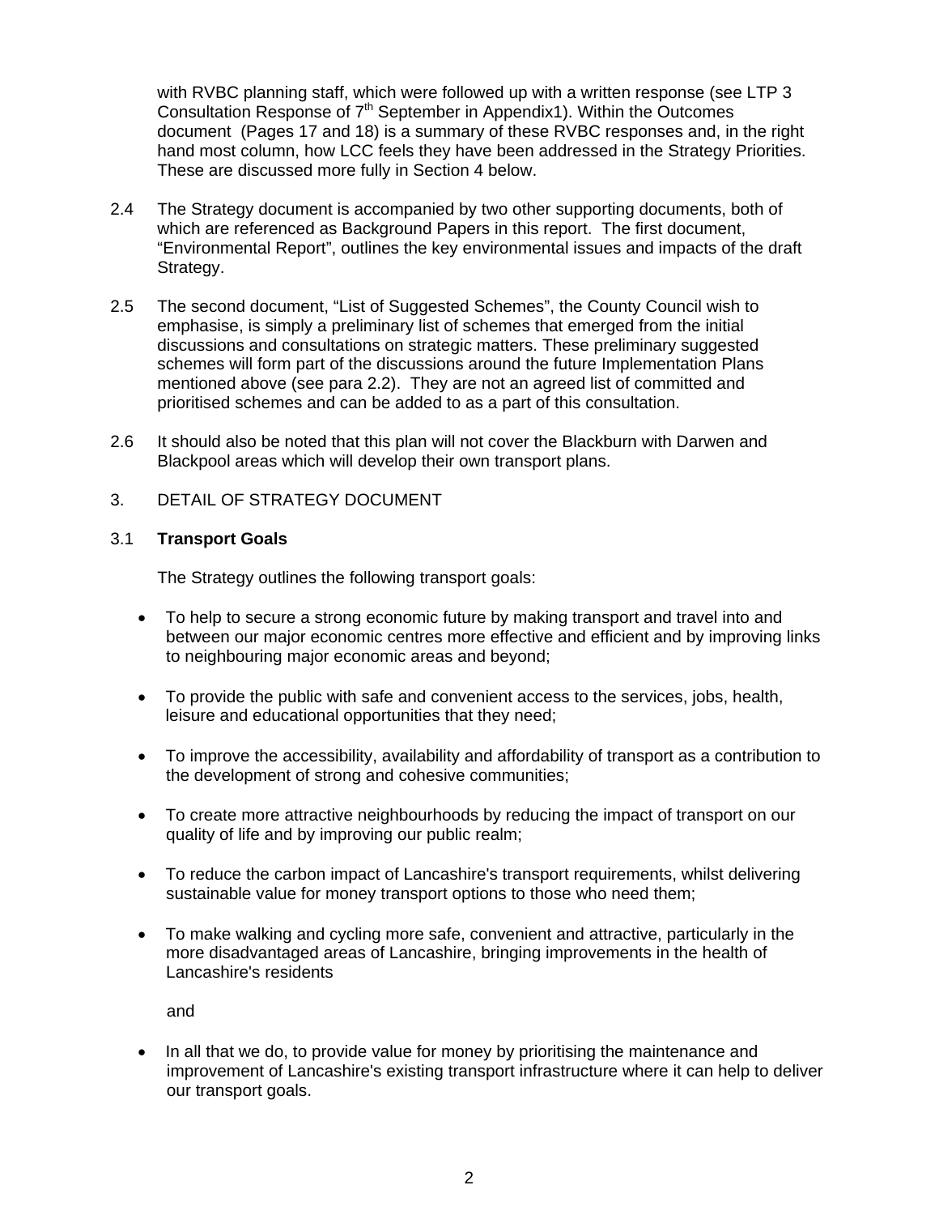with RVBC planning staff, which were followed up with a written response (see LTP 3 Consultation Response of 7th September in Appendix1). Within the Outcomes document (Pages 17 and 18) is a summary of these RVBC responses and, in the right hand most column, how LCC feels they have been addressed in the Strategy Priorities. These are discussed more fully in Section 4 below.

2.4 The Strategy document is accompanied by two other supporting documents, both of which are referenced as Background Papers in this report. The first document, "Environmental Report", outlines the key environmental issues and impacts of the draft Strategy.

2.5 The second document, "List of Suggested Schemes", the County Council wish to emphasise, is simply a preliminary list of schemes that emerged from the initial discussions and consultations on strategic matters. These preliminary suggested schemes will form part of the discussions around the future Implementation Plans mentioned above (see para 2.2). They are not an agreed list of committed and prioritised schemes and can be added to as a part of this consultation.

2.6 It should also be noted that this plan will not cover the Blackburn with Darwen and Blackpool areas which will develop their own transport plans.

3. DETAIL OF STRATEGY DOCUMENT

3.1 **Transport Goals**

The Strategy outlines the following transport goals:

- To help to secure a strong economic future by making transport and travel into and between our major economic centres more effective and efficient and by improving links to neighbouring major economic areas and beyond;
- To provide the public with safe and convenient access to the services, jobs, health, leisure and educational opportunities that they need;
- To improve the accessibility, availability and affordability of transport as a contribution to the development of strong and cohesive communities;
- To create more attractive neighbourhoods by reducing the impact of transport on our quality of life and by improving our public realm;
- To reduce the carbon impact of Lancashire's transport requirements, whilst delivering sustainable value for money transport options to those who need them;
- To make walking and cycling more safe, convenient and attractive, particularly in the more disadvantaged areas of Lancashire, bringing improvements in the health of Lancashire's residents

  and

- In all that we do, to provide value for money by prioritising the maintenance and improvement of Lancashire's existing transport infrastructure where it can help to deliver our transport goals.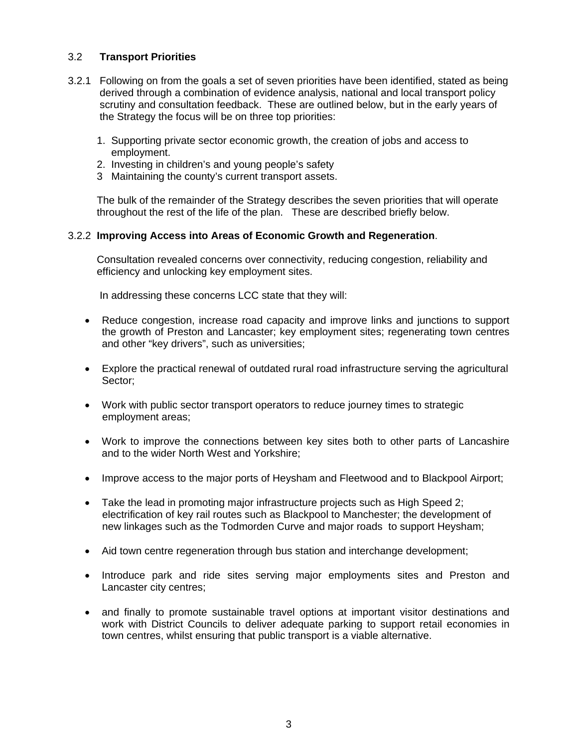### 3.2 **Transport Priorities**

3.2.1 Following on from the goals a set of seven priorities have been identified, stated as being derived through a combination of evidence analysis, national and local transport policy scrutiny and consultation feedback. These are outlined below, but in the early years of the Strategy the focus will be on three top priorities:

1. Supporting private sector economic growth, the creation of jobs and access to employment.
2. Investing in children's and young people's safety
3. Maintaining the county's current transport assets.

The bulk of the remainder of the Strategy describes the seven priorities that will operate throughout the rest of the life of the plan. These are described briefly below.

3.2.2 **Improving Access into Areas of Economic Growth and Regeneration**.

Consultation revealed concerns over connectivity, reducing congestion, reliability and efficiency and unlocking key employment sites.

In addressing these concerns LCC state that they will:

- Reduce congestion, increase road capacity and improve links and junctions to support the growth of Preston and Lancaster; key employment sites; regenerating town centres and other "key drivers", such as universities;

- Explore the practical renewal of outdated rural road infrastructure serving the agricultural Sector;

- Work with public sector transport operators to reduce journey times to strategic employment areas;

- Work to improve the connections between key sites both to other parts of Lancashire and to the wider North West and Yorkshire;

- Improve access to the major ports of Heysham and Fleetwood and to Blackpool Airport;

- Take the lead in promoting major infrastructure projects such as High Speed 2; electrification of key rail routes such as Blackpool to Manchester; the development of new linkages such as the Todmorden Curve and major roads to support Heysham;

- Aid town centre regeneration through bus station and interchange development;

- Introduce park and ride sites serving major employments sites and Preston and Lancaster city centres;

- and finally to promote sustainable travel options at important visitor destinations and work with District Councils to deliver adequate parking to support retail economies in town centres, whilst ensuring that public transport is a viable alternative.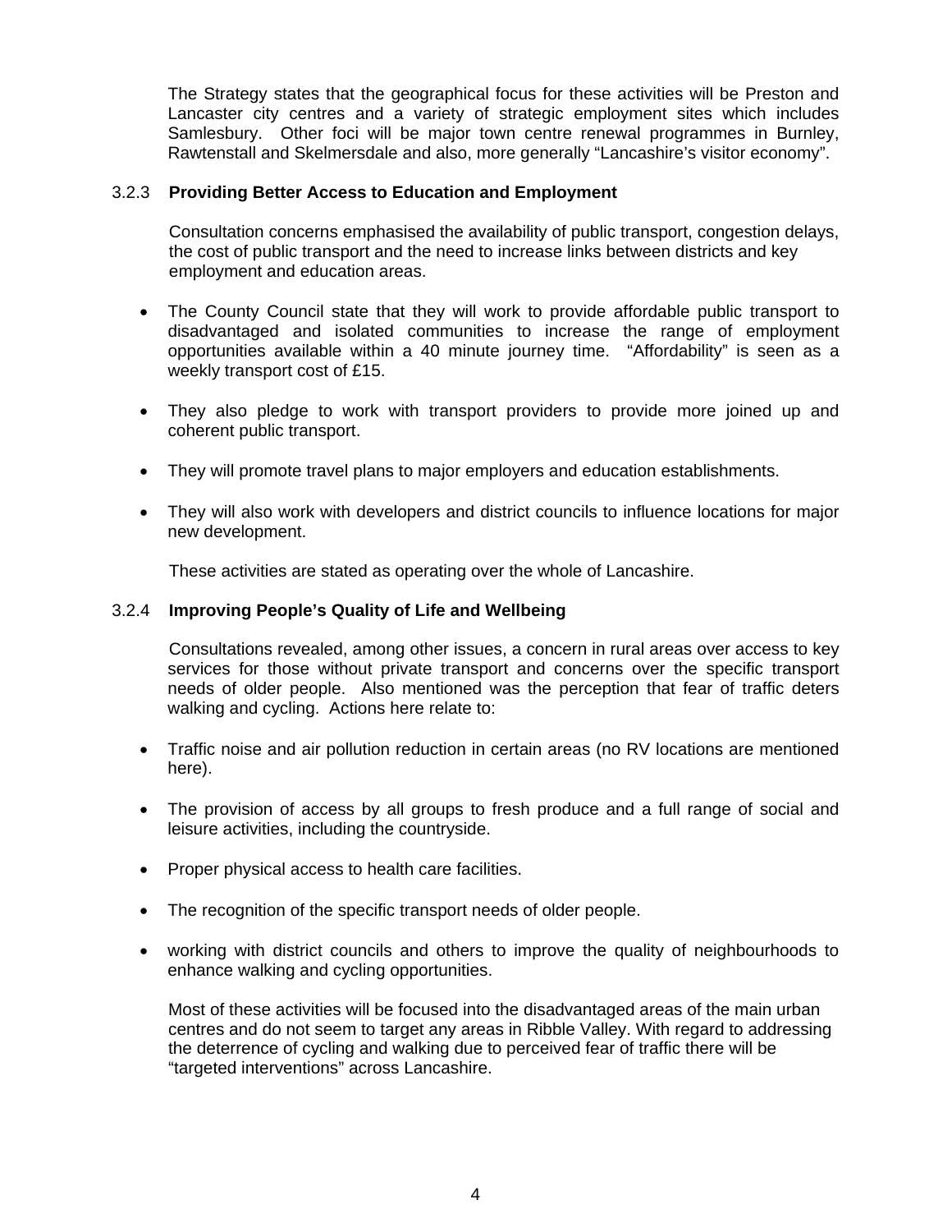The Strategy states that the geographical focus for these activities will be Preston and Lancaster city centres and a variety of strategic employment sites which includes Samlesbury. Other foci will be major town centre renewal programmes in Burnley, Rawtenstall and Skelmersdale and also, more generally "Lancashire's visitor economy".

### 3.2.3 Providing Better Access to Education and Employment

Consultation concerns emphasised the availability of public transport, congestion delays, the cost of public transport and the need to increase links between districts and key employment and education areas.

- The County Council state that they will work to provide affordable public transport to disadvantaged and isolated communities to increase the range of employment opportunities available within a 40 minute journey time. "Affordability" is seen as a weekly transport cost of £15.
- They also pledge to work with transport providers to provide more joined up and coherent public transport.
- They will promote travel plans to major employers and education establishments.
- They will also work with developers and district councils to influence locations for major new development.

These activities are stated as operating over the whole of Lancashire.

### 3.2.4 Improving People's Quality of Life and Wellbeing

Consultations revealed, among other issues, a concern in rural areas over access to key services for those without private transport and concerns over the specific transport needs of older people. Also mentioned was the perception that fear of traffic deters walking and cycling. Actions here relate to:

- Traffic noise and air pollution reduction in certain areas (no RV locations are mentioned here).
- The provision of access by all groups to fresh produce and a full range of social and leisure activities, including the countryside.
- Proper physical access to health care facilities.
- The recognition of the specific transport needs of older people.
- working with district councils and others to improve the quality of neighbourhoods to enhance walking and cycling opportunities.

Most of these activities will be focused into the disadvantaged areas of the main urban centres and do not seem to target any areas in Ribble Valley. With regard to addressing the deterrence of cycling and walking due to perceived fear of traffic there will be "targeted interventions" across Lancashire.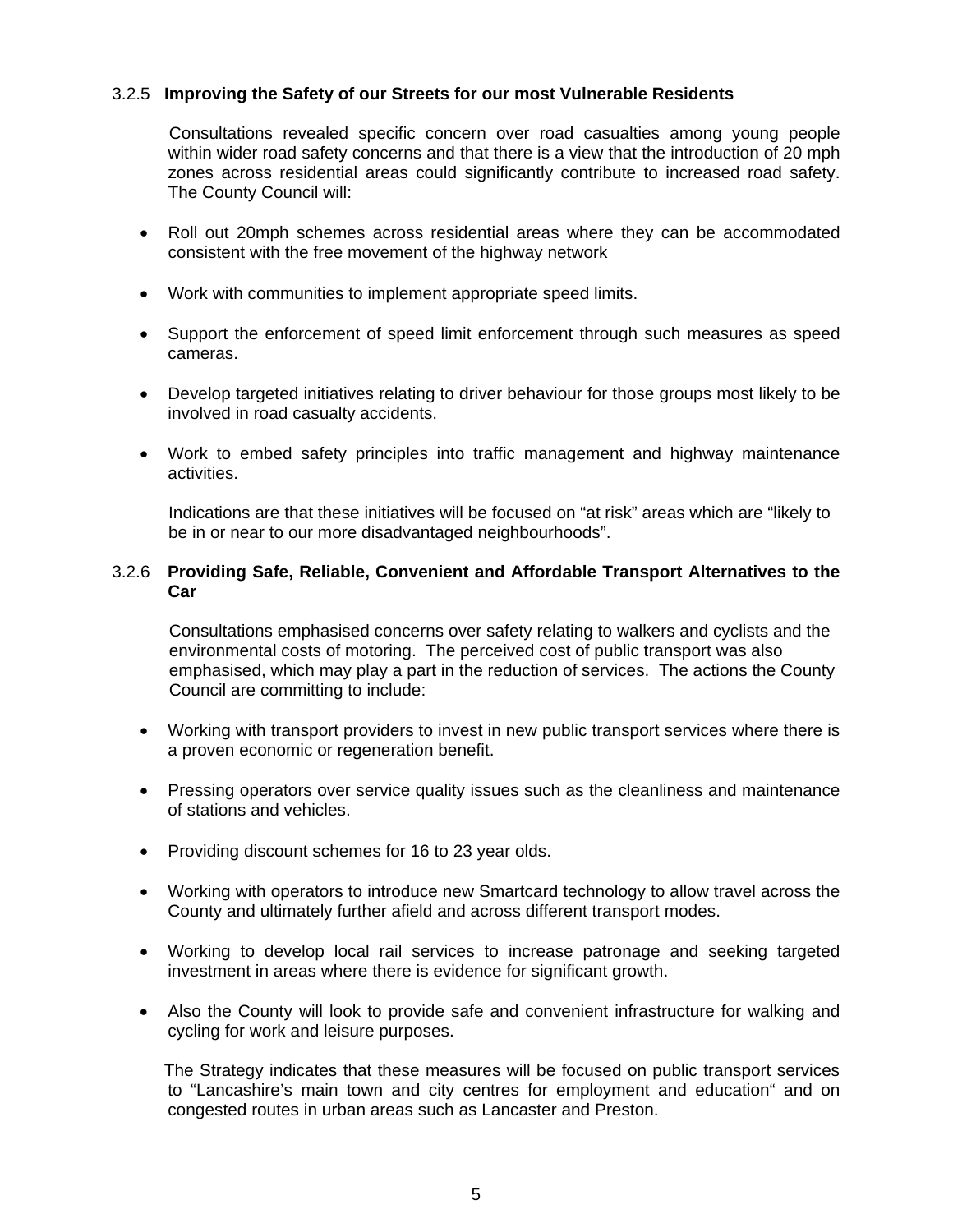### 3.2.5 Improving the Safety of our Streets for our most Vulnerable Residents

Consultations revealed specific concern over road casualties among young people within wider road safety concerns and that there is a view that the introduction of 20 mph zones across residential areas could significantly contribute to increased road safety. The County Council will:

- Roll out 20mph schemes across residential areas where they can be accommodated consistent with the free movement of the highway network
- Work with communities to implement appropriate speed limits.
- Support the enforcement of speed limit enforcement through such measures as speed cameras.
- Develop targeted initiatives relating to driver behaviour for those groups most likely to be involved in road casualty accidents.
- Work to embed safety principles into traffic management and highway maintenance activities.

Indications are that these initiatives will be focused on "at risk" areas which are "likely to be in or near to our more disadvantaged neighbourhoods".

### 3.2.6 Providing Safe, Reliable, Convenient and Affordable Transport Alternatives to the Car

Consultations emphasised concerns over safety relating to walkers and cyclists and the environmental costs of motoring. The perceived cost of public transport was also emphasised, which may play a part in the reduction of services. The actions the County Council are committing to include:

- Working with transport providers to invest in new public transport services where there is a proven economic or regeneration benefit.
- Pressing operators over service quality issues such as the cleanliness and maintenance of stations and vehicles.
- Providing discount schemes for 16 to 23 year olds.
- Working with operators to introduce new Smartcard technology to allow travel across the County and ultimately further afield and across different transport modes.
- Working to develop local rail services to increase patronage and seeking targeted investment in areas where there is evidence for significant growth.
- Also the County will look to provide safe and convenient infrastructure for walking and cycling for work and leisure purposes.

The Strategy indicates that these measures will be focused on public transport services to "Lancashire's main town and city centres for employment and education" and on congested routes in urban areas such as Lancaster and Preston.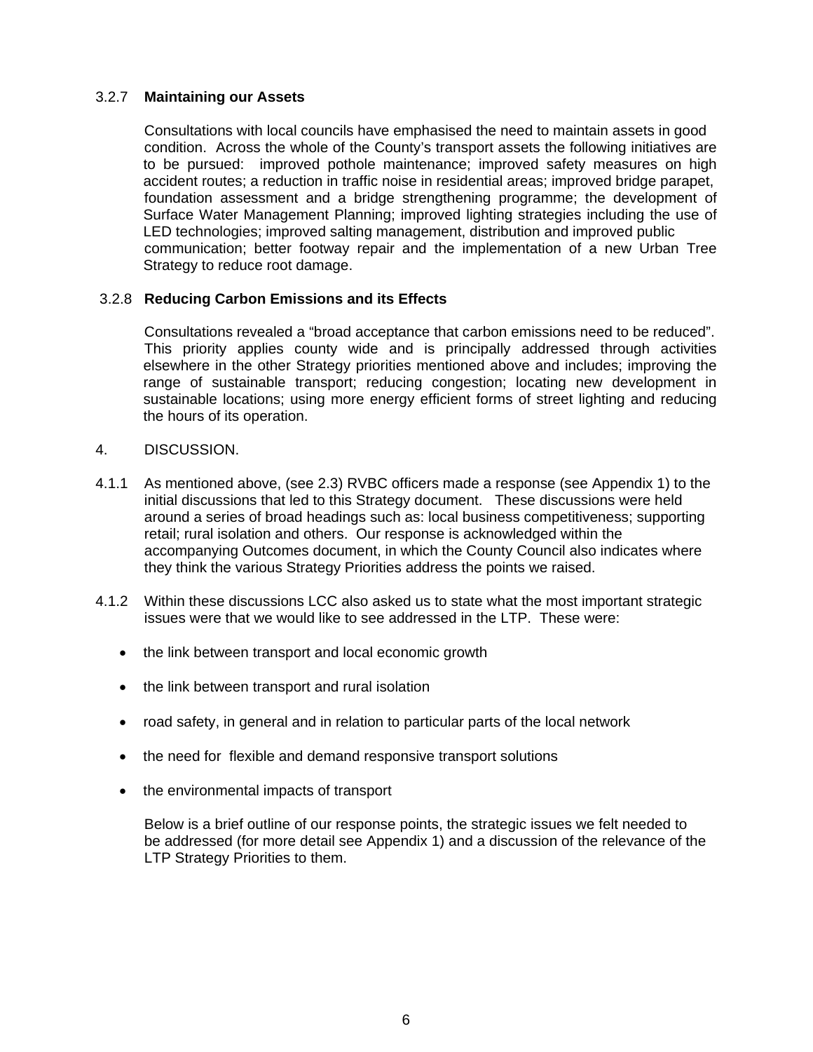### 3.2.7 **Maintaining our Assets**

Consultations with local councils have emphasised the need to maintain assets in good condition. Across the whole of the County's transport assets the following initiatives are to be pursued: improved pothole maintenance; improved safety measures on high accident routes; a reduction in traffic noise in residential areas; improved bridge parapet, foundation assessment and a bridge strengthening programme; the development of Surface Water Management Planning; improved lighting strategies including the use of LED technologies; improved salting management, distribution and improved public communication; better footway repair and the implementation of a new Urban Tree Strategy to reduce root damage.

### 3.2.8 **Reducing Carbon Emissions and its Effects**

Consultations revealed a "broad acceptance that carbon emissions need to be reduced". This priority applies county wide and is principally addressed through activities elsewhere in the other Strategy priorities mentioned above and includes; improving the range of sustainable transport; reducing congestion; locating new development in sustainable locations; using more energy efficient forms of street lighting and reducing the hours of its operation.

## 4. DISCUSSION.

4.1.1 As mentioned above, (see 2.3) RVBC officers made a response (see Appendix 1) to the initial discussions that led to this Strategy document. These discussions were held around a series of broad headings such as: local business competitiveness; supporting retail; rural isolation and others. Our response is acknowledged within the accompanying Outcomes document, in which the County Council also indicates where they think the various Strategy Priorities address the points we raised.

4.1.2 Within these discussions LCC also asked us to state what the most important strategic issues were that we would like to see addressed in the LTP. These were:

- the link between transport and local economic growth
- the link between transport and rural isolation
- road safety, in general and in relation to particular parts of the local network
- the need for flexible and demand responsive transport solutions
- the environmental impacts of transport

Below is a brief outline of our response points, the strategic issues we felt needed to be addressed (for more detail see Appendix 1) and a discussion of the relevance of the LTP Strategy Priorities to them.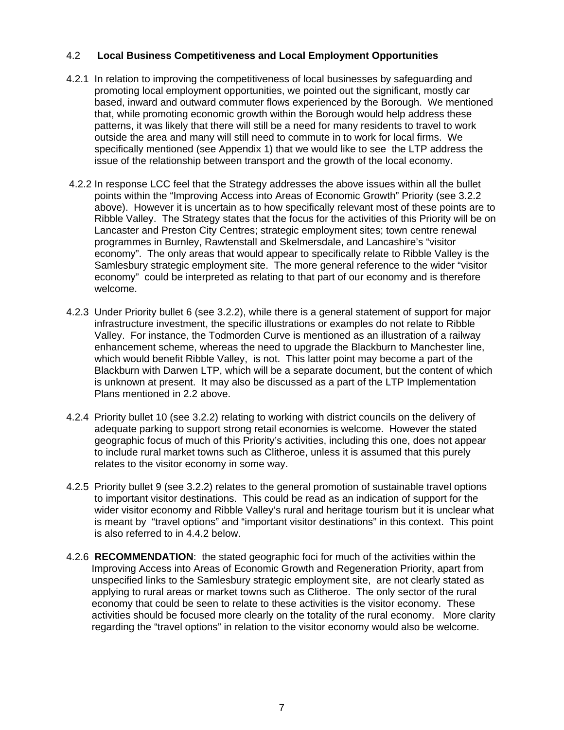### 4.2 Local Business Competitiveness and Local Employment Opportunities

4.2.1 In relation to improving the competitiveness of local businesses by safeguarding and promoting local employment opportunities, we pointed out the significant, mostly car based, inward and outward commuter flows experienced by the Borough. We mentioned that, while promoting economic growth within the Borough would help address these patterns, it was likely that there will still be a need for many residents to travel to work outside the area and many will still need to commute in to work for local firms. We specifically mentioned (see Appendix 1) that we would like to see the LTP address the issue of the relationship between transport and the growth of the local economy.

4.2.2 In response LCC feel that the Strategy addresses the above issues within all the bullet points within the "Improving Access into Areas of Economic Growth" Priority (see 3.2.2 above). However it is uncertain as to how specifically relevant most of these points are to Ribble Valley. The Strategy states that the focus for the activities of this Priority will be on Lancaster and Preston City Centres; strategic employment sites; town centre renewal programmes in Burnley, Rawtenstall and Skelmersdale, and Lancashire's "visitor economy". The only areas that would appear to specifically relate to Ribble Valley is the Samlesbury strategic employment site. The more general reference to the wider "visitor economy" could be interpreted as relating to that part of our economy and is therefore welcome.

4.2.3 Under Priority bullet 6 (see 3.2.2), while there is a general statement of support for major infrastructure investment, the specific illustrations or examples do not relate to Ribble Valley. For instance, the Todmorden Curve is mentioned as an illustration of a railway enhancement scheme, whereas the need to upgrade the Blackburn to Manchester line, which would benefit Ribble Valley, is not. This latter point may become a part of the Blackburn with Darwen LTP, which will be a separate document, but the content of which is unknown at present. It may also be discussed as a part of the LTP Implementation Plans mentioned in 2.2 above.

4.2.4 Priority bullet 10 (see 3.2.2) relating to working with district councils on the delivery of adequate parking to support strong retail economies is welcome. However the stated geographic focus of much of this Priority's activities, including this one, does not appear to include rural market towns such as Clitheroe, unless it is assumed that this purely relates to the visitor economy in some way.

4.2.5 Priority bullet 9 (see 3.2.2) relates to the general promotion of sustainable travel options to important visitor destinations. This could be read as an indication of support for the wider visitor economy and Ribble Valley's rural and heritage tourism but it is unclear what is meant by "travel options" and "important visitor destinations" in this context. This point is also referred to in 4.4.2 below.

4.2.6 **RECOMMENDATION**: the stated geographic foci for much of the activities within the Improving Access into Areas of Economic Growth and Regeneration Priority, apart from unspecified links to the Samlesbury strategic employment site, are not clearly stated as applying to rural areas or market towns such as Clitheroe. The only sector of the rural economy that could be seen to relate to these activities is the visitor economy. These activities should be focused more clearly on the totality of the rural economy. More clarity regarding the "travel options" in relation to the visitor economy would also be welcome.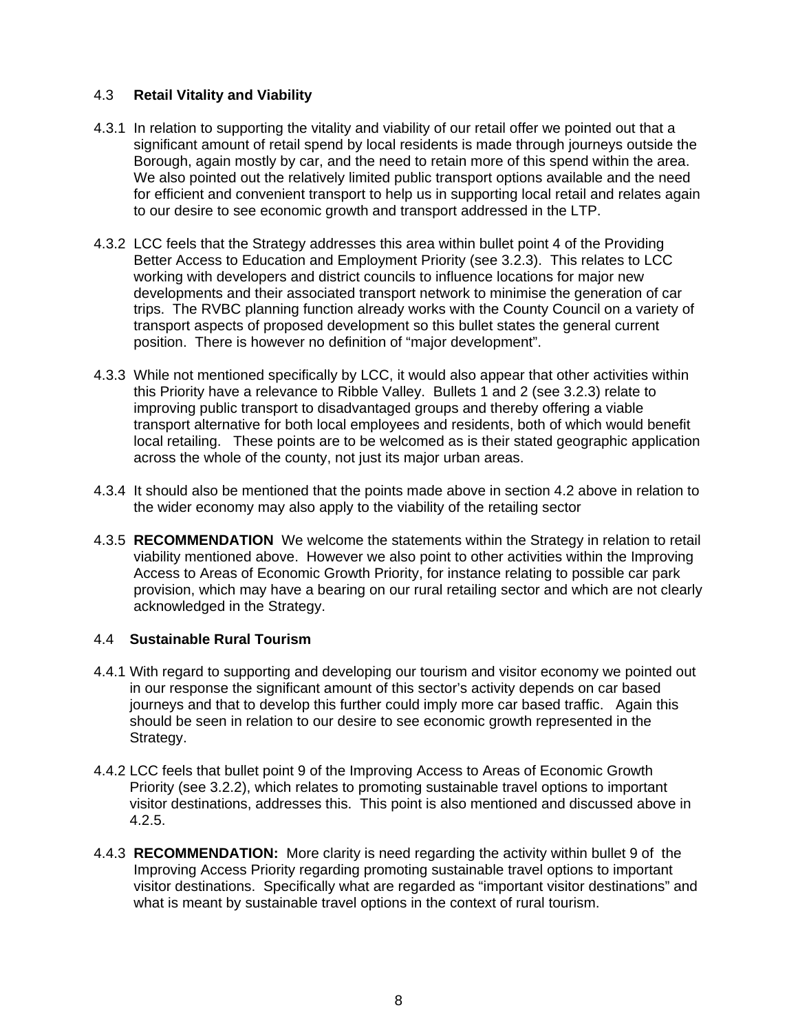### 4.3 Retail Vitality and Viability

4.3.1 In relation to supporting the vitality and viability of our retail offer we pointed out that a significant amount of retail spend by local residents is made through journeys outside the Borough, again mostly by car, and the need to retain more of this spend within the area. We also pointed out the relatively limited public transport options available and the need for efficient and convenient transport to help us in supporting local retail and relates again to our desire to see economic growth and transport addressed in the LTP.

4.3.2 LCC feels that the Strategy addresses this area within bullet point 4 of the Providing Better Access to Education and Employment Priority (see 3.2.3). This relates to LCC working with developers and district councils to influence locations for major new developments and their associated transport network to minimise the generation of car trips. The RVBC planning function already works with the County Council on a variety of transport aspects of proposed development so this bullet states the general current position. There is however no definition of "major development".

4.3.3 While not mentioned specifically by LCC, it would also appear that other activities within this Priority have a relevance to Ribble Valley. Bullets 1 and 2 (see 3.2.3) relate to improving public transport to disadvantaged groups and thereby offering a viable transport alternative for both local employees and residents, both of which would benefit local retailing. These points are to be welcomed as is their stated geographic application across the whole of the county, not just its major urban areas.

4.3.4 It should also be mentioned that the points made above in section 4.2 above in relation to the wider economy may also apply to the viability of the retailing sector

4.3.5 **RECOMMENDATION** We welcome the statements within the Strategy in relation to retail viability mentioned above. However we also point to other activities within the Improving Access to Areas of Economic Growth Priority, for instance relating to possible car park provision, which may have a bearing on our rural retailing sector and which are not clearly acknowledged in the Strategy.

### 4.4 Sustainable Rural Tourism

4.4.1 With regard to supporting and developing our tourism and visitor economy we pointed out in our response the significant amount of this sector's activity depends on car based journeys and that to develop this further could imply more car based traffic. Again this should be seen in relation to our desire to see economic growth represented in the Strategy.

4.4.2 LCC feels that bullet point 9 of the Improving Access to Areas of Economic Growth Priority (see 3.2.2), which relates to promoting sustainable travel options to important visitor destinations, addresses this. This point is also mentioned and discussed above in 4.2.5.

4.4.3 **RECOMMENDATION:** More clarity is need regarding the activity within bullet 9 of the Improving Access Priority regarding promoting sustainable travel options to important visitor destinations. Specifically what are regarded as "important visitor destinations" and what is meant by sustainable travel options in the context of rural tourism.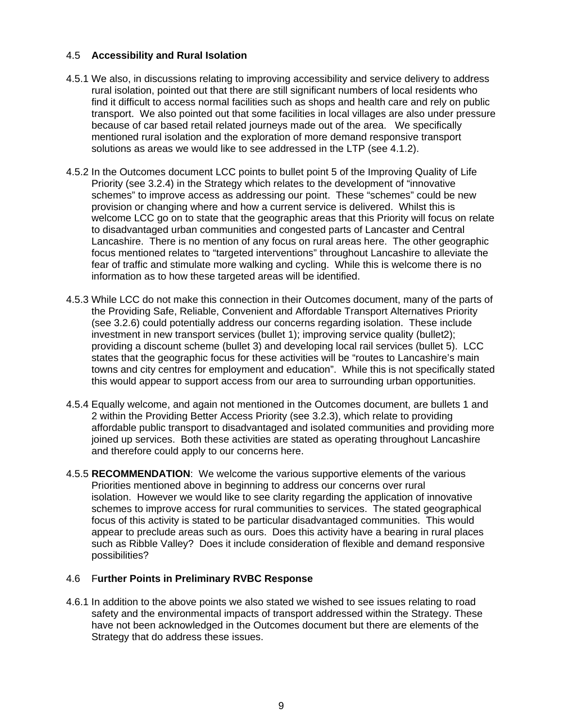## 4.5 **Accessibility and Rural Isolation**

4.5.1 We also, in discussions relating to improving accessibility and service delivery to address rural isolation, pointed out that there are still significant numbers of local residents who find it difficult to access normal facilities such as shops and health care and rely on public transport. We also pointed out that some facilities in local villages are also under pressure because of car based retail related journeys made out of the area. We specifically mentioned rural isolation and the exploration of more demand responsive transport solutions as areas we would like to see addressed in the LTP (see 4.1.2).

4.5.2 In the Outcomes document LCC points to bullet point 5 of the Improving Quality of Life Priority (see 3.2.4) in the Strategy which relates to the development of "innovative schemes" to improve access as addressing our point. These "schemes" could be new provision or changing where and how a current service is delivered. Whilst this is welcome LCC go on to state that the geographic areas that this Priority will focus on relate to disadvantaged urban communities and congested parts of Lancaster and Central Lancashire. There is no mention of any focus on rural areas here. The other geographic focus mentioned relates to "targeted interventions" throughout Lancashire to alleviate the fear of traffic and stimulate more walking and cycling. While this is welcome there is no information as to how these targeted areas will be identified.

4.5.3 While LCC do not make this connection in their Outcomes document, many of the parts of the Providing Safe, Reliable, Convenient and Affordable Transport Alternatives Priority (see 3.2.6) could potentially address our concerns regarding isolation. These include investment in new transport services (bullet 1); improving service quality (bullet2); providing a discount scheme (bullet 3) and developing local rail services (bullet 5). LCC states that the geographic focus for these activities will be "routes to Lancashire's main towns and city centres for employment and education". While this is not specifically stated this would appear to support access from our area to surrounding urban opportunities.

4.5.4 Equally welcome, and again not mentioned in the Outcomes document, are bullets 1 and 2 within the Providing Better Access Priority (see 3.2.3), which relate to providing affordable public transport to disadvantaged and isolated communities and providing more joined up services. Both these activities are stated as operating throughout Lancashire and therefore could apply to our concerns here.

4.5.5 **RECOMMENDATION**: We welcome the various supportive elements of the various Priorities mentioned above in beginning to address our concerns over rural isolation. However we would like to see clarity regarding the application of innovative schemes to improve access for rural communities to services. The stated geographical focus of this activity is stated to be particular disadvantaged communities. This would appear to preclude areas such as ours. Does this activity have a bearing in rural places such as Ribble Valley? Does it include consideration of flexible and demand responsive possibilities?

## 4.6 F**urther Points in Preliminary RVBC Response**

4.6.1 In addition to the above points we also stated we wished to see issues relating to road safety and the environmental impacts of transport addressed within the Strategy. These have not been acknowledged in the Outcomes document but there are elements of the Strategy that do address these issues.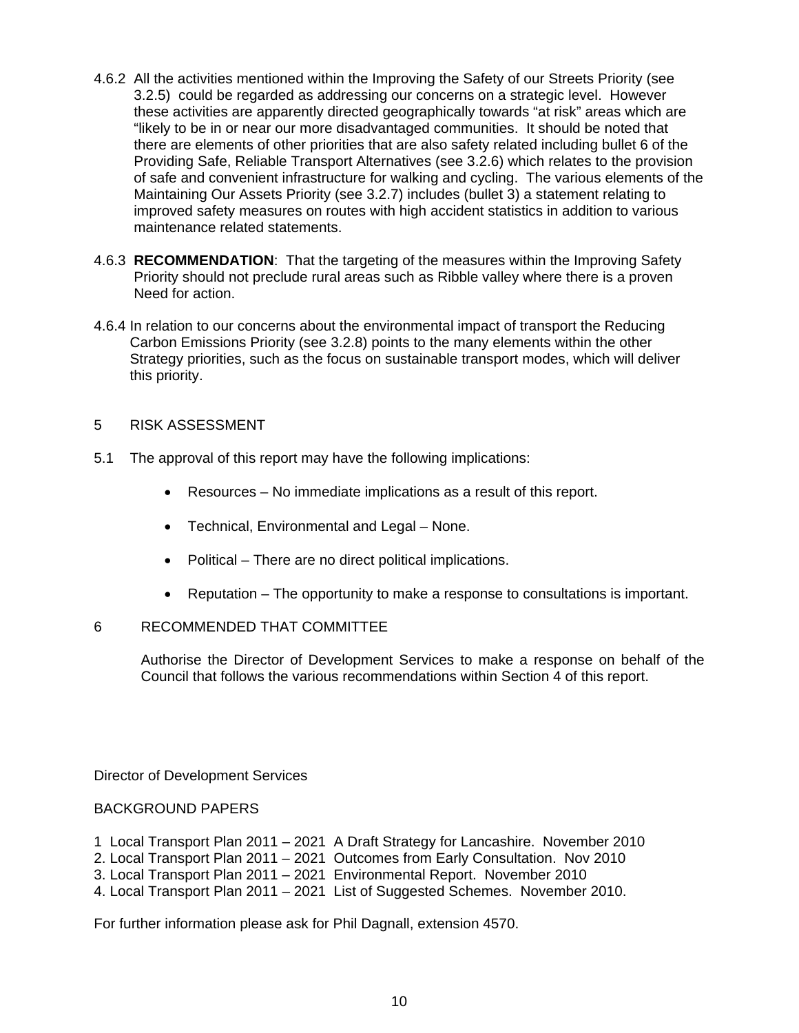4.6.2 All the activities mentioned within the Improving the Safety of our Streets Priority (see 3.2.5) could be regarded as addressing our concerns on a strategic level. However these activities are apparently directed geographically towards "at risk" areas which are "likely to be in or near our more disadvantaged communities. It should be noted that there are elements of other priorities that are also safety related including bullet 6 of the Providing Safe, Reliable Transport Alternatives (see 3.2.6) which relates to the provision of safe and convenient infrastructure for walking and cycling. The various elements of the Maintaining Our Assets Priority (see 3.2.7) includes (bullet 3) a statement relating to improved safety measures on routes with high accident statistics in addition to various maintenance related statements.

4.6.3 **RECOMMENDATION**: That the targeting of the measures within the Improving Safety Priority should not preclude rural areas such as Ribble valley where there is a proven Need for action.

4.6.4 In relation to our concerns about the environmental impact of transport the Reducing Carbon Emissions Priority (see 3.2.8) points to the many elements within the other Strategy priorities, such as the focus on sustainable transport modes, which will deliver this priority.

5 RISK ASSESSMENT

5.1 The approval of this report may have the following implications:

- Resources – No immediate implications as a result of this report.
- Technical, Environmental and Legal – None.
- Political – There are no direct political implications.
- Reputation – The opportunity to make a response to consultations is important.

6 RECOMMENDED THAT COMMITTEE

Authorise the Director of Development Services to make a response on behalf of the Council that follows the various recommendations within Section 4 of this report.

Director of Development Services

BACKGROUND PAPERS

1 Local Transport Plan 2011 – 2021 A Draft Strategy for Lancashire. November 2010
2. Local Transport Plan 2011 – 2021 Outcomes from Early Consultation. Nov 2010
3. Local Transport Plan 2011 – 2021 Environmental Report. November 2010
4. Local Transport Plan 2011 – 2021 List of Suggested Schemes. November 2010.

For further information please ask for Phil Dagnall, extension 4570.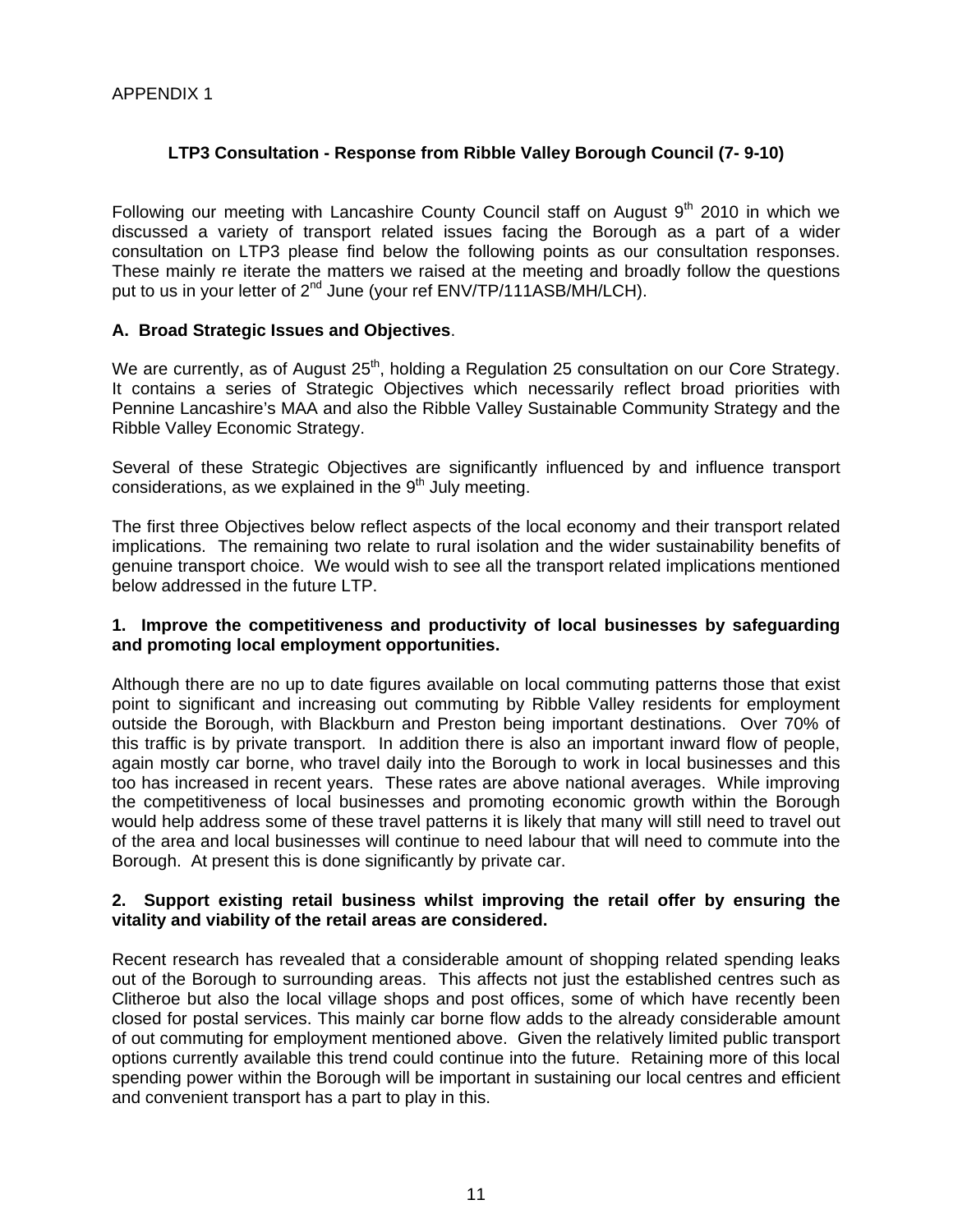APPENDIX 1

## LTP3 Consultation - Response from Ribble Valley Borough Council (7- 9-10)

Following our meeting with Lancashire County Council staff on August 9th 2010 in which we discussed a variety of transport related issues facing the Borough as a part of a wider consultation on LTP3 please find below the following points as our consultation responses. These mainly re iterate the matters we raised at the meeting and broadly follow the questions put to us in your letter of 2nd June (your ref ENV/TP/111ASB/MH/LCH).

### A. Broad Strategic Issues and Objectives.

We are currently, as of August 25th, holding a Regulation 25 consultation on our Core Strategy. It contains a series of Strategic Objectives which necessarily reflect broad priorities with Pennine Lancashire's MAA and also the Ribble Valley Sustainable Community Strategy and the Ribble Valley Economic Strategy.

Several of these Strategic Objectives are significantly influenced by and influence transport considerations, as we explained in the 9th July meeting.

The first three Objectives below reflect aspects of the local economy and their transport related implications. The remaining two relate to rural isolation and the wider sustainability benefits of genuine transport choice. We would wish to see all the transport related implications mentioned below addressed in the future LTP.

**1. Improve the competitiveness and productivity of local businesses by safeguarding and promoting local employment opportunities.**

Although there are no up to date figures available on local commuting patterns those that exist point to significant and increasing out commuting by Ribble Valley residents for employment outside the Borough, with Blackburn and Preston being important destinations. Over 70% of this traffic is by private transport. In addition there is also an important inward flow of people, again mostly car borne, who travel daily into the Borough to work in local businesses and this too has increased in recent years. These rates are above national averages. While improving the competitiveness of local businesses and promoting economic growth within the Borough would help address some of these travel patterns it is likely that many will still need to travel out of the area and local businesses will continue to need labour that will need to commute into the Borough. At present this is done significantly by private car.

**2. Support existing retail business whilst improving the retail offer by ensuring the vitality and viability of the retail areas are considered.**

Recent research has revealed that a considerable amount of shopping related spending leaks out of the Borough to surrounding areas. This affects not just the established centres such as Clitheroe but also the local village shops and post offices, some of which have recently been closed for postal services. This mainly car borne flow adds to the already considerable amount of out commuting for employment mentioned above. Given the relatively limited public transport options currently available this trend could continue into the future. Retaining more of this local spending power within the Borough will be important in sustaining our local centres and efficient and convenient transport has a part to play in this.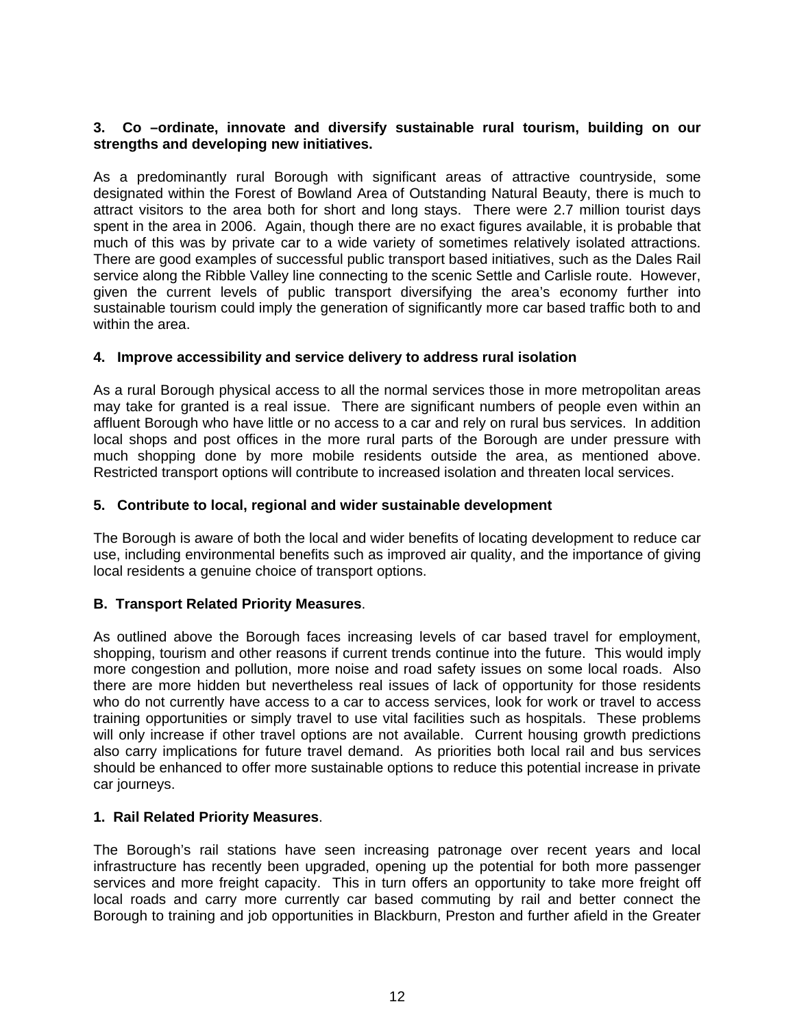**3. Co –ordinate, innovate and diversify sustainable rural tourism, building on our strengths and developing new initiatives.**

As a predominantly rural Borough with significant areas of attractive countryside, some designated within the Forest of Bowland Area of Outstanding Natural Beauty, there is much to attract visitors to the area both for short and long stays. There were 2.7 million tourist days spent in the area in 2006. Again, though there are no exact figures available, it is probable that much of this was by private car to a wide variety of sometimes relatively isolated attractions. There are good examples of successful public transport based initiatives, such as the Dales Rail service along the Ribble Valley line connecting to the scenic Settle and Carlisle route. However, given the current levels of public transport diversifying the area's economy further into sustainable tourism could imply the generation of significantly more car based traffic both to and within the area.

**4. Improve accessibility and service delivery to address rural isolation**

As a rural Borough physical access to all the normal services those in more metropolitan areas may take for granted is a real issue. There are significant numbers of people even within an affluent Borough who have little or no access to a car and rely on rural bus services. In addition local shops and post offices in the more rural parts of the Borough are under pressure with much shopping done by more mobile residents outside the area, as mentioned above. Restricted transport options will contribute to increased isolation and threaten local services.

**5. Contribute to local, regional and wider sustainable development**

The Borough is aware of both the local and wider benefits of locating development to reduce car use, including environmental benefits such as improved air quality, and the importance of giving local residents a genuine choice of transport options.

**B. Transport Related Priority Measures**.

As outlined above the Borough faces increasing levels of car based travel for employment, shopping, tourism and other reasons if current trends continue into the future. This would imply more congestion and pollution, more noise and road safety issues on some local roads. Also there are more hidden but nevertheless real issues of lack of opportunity for those residents who do not currently have access to a car to access services, look for work or travel to access training opportunities or simply travel to use vital facilities such as hospitals. These problems will only increase if other travel options are not available. Current housing growth predictions also carry implications for future travel demand. As priorities both local rail and bus services should be enhanced to offer more sustainable options to reduce this potential increase in private car journeys.

**1. Rail Related Priority Measures**.

The Borough's rail stations have seen increasing patronage over recent years and local infrastructure has recently been upgraded, opening up the potential for both more passenger services and more freight capacity. This in turn offers an opportunity to take more freight off local roads and carry more currently car based commuting by rail and better connect the Borough to training and job opportunities in Blackburn, Preston and further afield in the Greater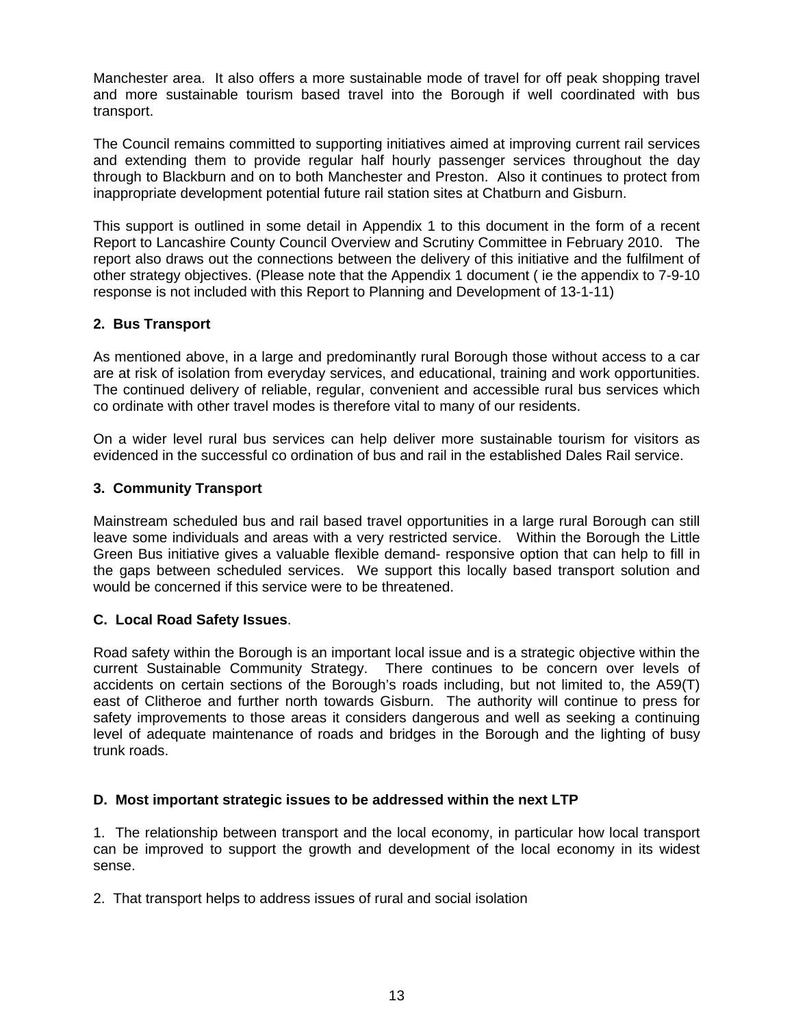Manchester area. It also offers a more sustainable mode of travel for off peak shopping travel and more sustainable tourism based travel into the Borough if well coordinated with bus transport.

The Council remains committed to supporting initiatives aimed at improving current rail services and extending them to provide regular half hourly passenger services throughout the day through to Blackburn and on to both Manchester and Preston. Also it continues to protect from inappropriate development potential future rail station sites at Chatburn and Gisburn.

This support is outlined in some detail in Appendix 1 to this document in the form of a recent Report to Lancashire County Council Overview and Scrutiny Committee in February 2010. The report also draws out the connections between the delivery of this initiative and the fulfilment of other strategy objectives. (Please note that the Appendix 1 document ( ie the appendix to 7-9-10 response is not included with this Report to Planning and Development of 13-1-11)

**2. Bus Transport**

As mentioned above, in a large and predominantly rural Borough those without access to a car are at risk of isolation from everyday services, and educational, training and work opportunities. The continued delivery of reliable, regular, convenient and accessible rural bus services which co ordinate with other travel modes is therefore vital to many of our residents.

On a wider level rural bus services can help deliver more sustainable tourism for visitors as evidenced in the successful co ordination of bus and rail in the established Dales Rail service.

**3. Community Transport**

Mainstream scheduled bus and rail based travel opportunities in a large rural Borough can still leave some individuals and areas with a very restricted service. Within the Borough the Little Green Bus initiative gives a valuable flexible demand- responsive option that can help to fill in the gaps between scheduled services. We support this locally based transport solution and would be concerned if this service were to be threatened.

**C. Local Road Safety Issues**.

Road safety within the Borough is an important local issue and is a strategic objective within the current Sustainable Community Strategy. There continues to be concern over levels of accidents on certain sections of the Borough's roads including, but not limited to, the A59(T) east of Clitheroe and further north towards Gisburn. The authority will continue to press for safety improvements to those areas it considers dangerous and well as seeking a continuing level of adequate maintenance of roads and bridges in the Borough and the lighting of busy trunk roads.

**D. Most important strategic issues to be addressed within the next LTP**

1. The relationship between transport and the local economy, in particular how local transport can be improved to support the growth and development of the local economy in its widest sense.

2. That transport helps to address issues of rural and social isolation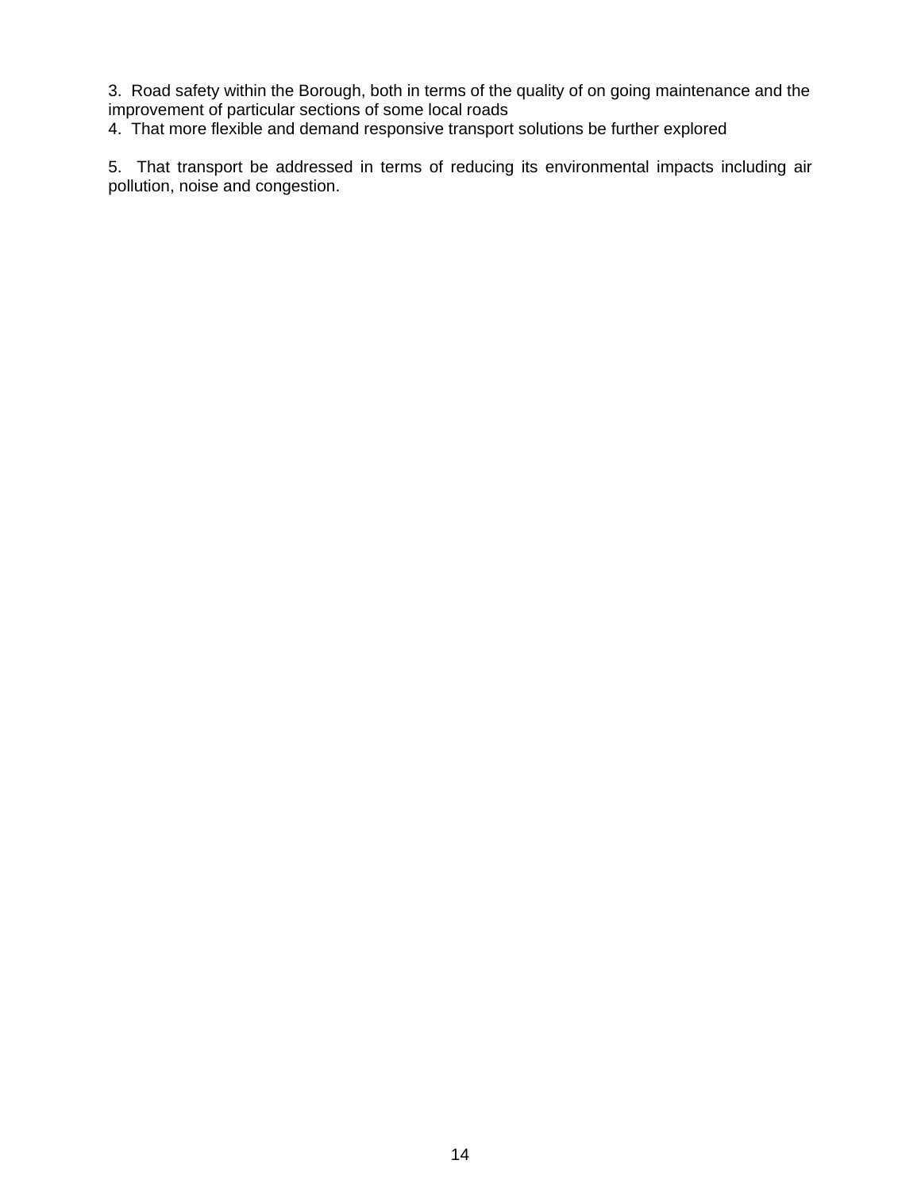3. Road safety within the Borough, both in terms of the quality of on going maintenance and the improvement of particular sections of some local roads
4. That more flexible and demand responsive transport solutions be further explored

5. That transport be addressed in terms of reducing its environmental impacts including air pollution, noise and congestion.